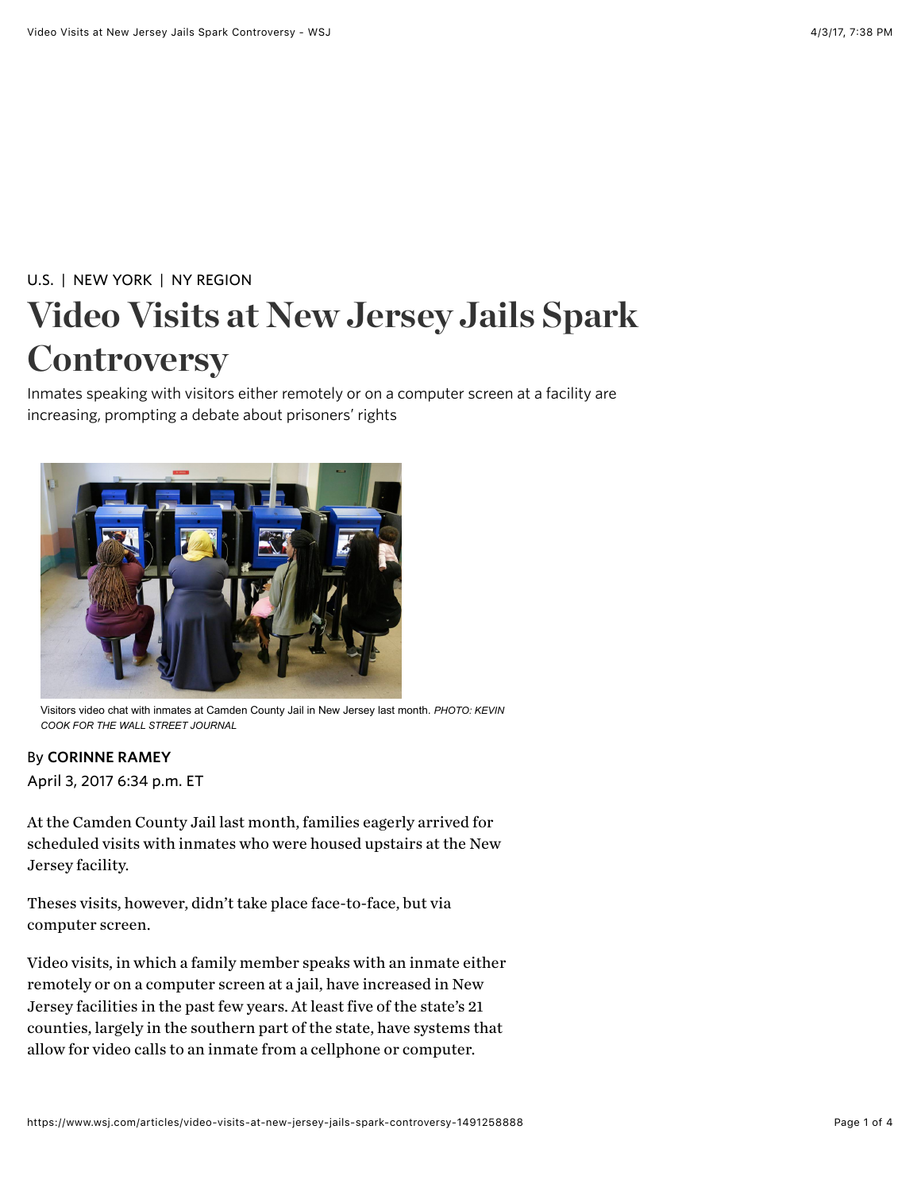U.S. | NEW YORK | NY REGION

# Video Visits at New Jersey Jails Spark Controversy

Inmates speaking with visitors either remotely or on a computer screen at a facility are increasing, prompting a debate about prisoners' rights

Visitors video chat with inmates at Camden County Jail in New Jersey last month. *PHOTO: KEVIN COOK FOR THE WALL STREET JOURNAL*

By **CORINNE RAMEY**

April 3, 2017 6:34 p.m. ET

At the Camden County Jail last month, families eagerly arrived for scheduled visits with inmates who were housed upstairs at the New Jersey facility.

Theses visits, however, didn't take place face-to-face, but via computer screen.

Video visits, in which a family member speaks with an inmate either remotely or on a computer screen at a jail, have increased in New Jersey facilities in the past few years. At least five of the state's 21 counties, largely in the southern part of the state, have systems that allow for video calls to an inmate from a cellphone or computer.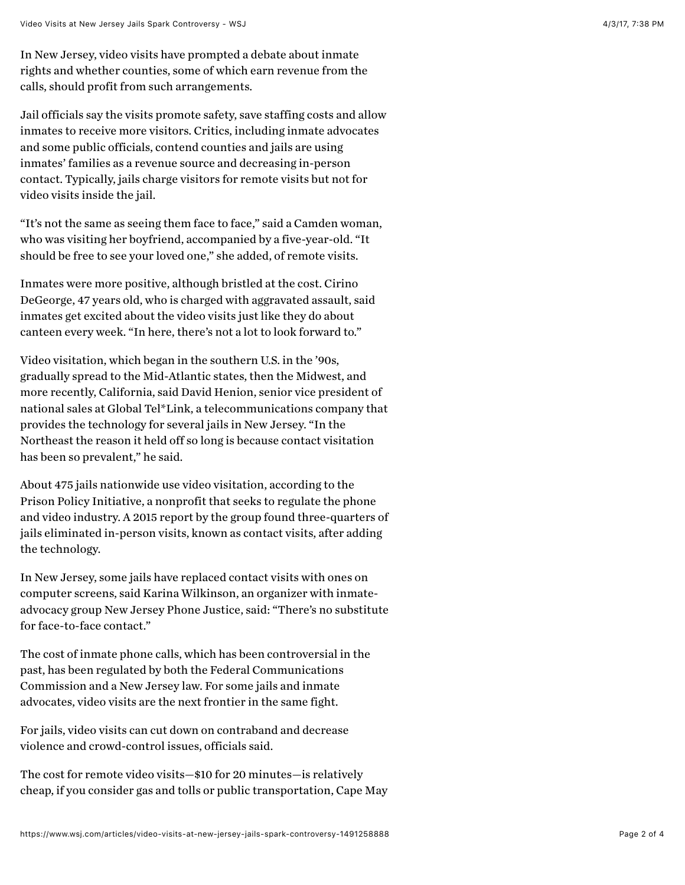In New Jersey, video visits have prompted a debate about inmate rights and whether counties, some of which earn revenue from the calls, should profit from such arrangements.

Jail officials say the visits promote safety, save staffing costs and allow inmates to receive more visitors. Critics, including inmate advocates and some public officials, contend counties and jails are using inmates' families as a revenue source and decreasing in-person contact. Typically, jails charge visitors for remote visits but not for video visits inside the jail.

"It's not the same as seeing them face to face," said a Camden woman, who was visiting her boyfriend, accompanied by a five-year-old. "It should be free to see your loved one," she added, of remote visits.

Inmates were more positive, although bristled at the cost. Cirino DeGeorge, 47 years old, who is charged with aggravated assault, said inmates get excited about the video visits just like they do about canteen every week. "In here, there's not a lot to look forward to."

Video visitation, which began in the southern U.S. in the '90s, gradually spread to the Mid-Atlantic states, then the Midwest, and more recently, California, said David Henion, senior vice president of national sales at Global Tel*Link, a telecommunications company that provides the technology for several jails in New Jersey. "In the Northeast the reason it held off so long is because contact visitation has been so prevalent," he said.

About 475 jails nationwide use video visitation, according to the Prison Policy Initiative, a nonprofit that seeks to regulate the phone and video industry. A 2015 report by the group found three-quarters of jails eliminated in-person visits, known as contact visits, after adding the technology.

In New Jersey, some jails have replaced contact visits with ones on computer screens, said Karina Wilkinson, an organizer with inmate-advocacy group New Jersey Phone Justice, said: "There's no substitute for face-to-face contact."

The cost of inmate phone calls, which has been controversial in the past, has been regulated by both the Federal Communications Commission and a New Jersey law. For some jails and inmate advocates, video visits are the next frontier in the same fight.

For jails, video visits can cut down on contraband and decrease violence and crowd-control issues, officials said.

The cost for remote video visits—$10 for 20 minutes—is relatively cheap, if you consider gas and tolls or public transportation, Cape May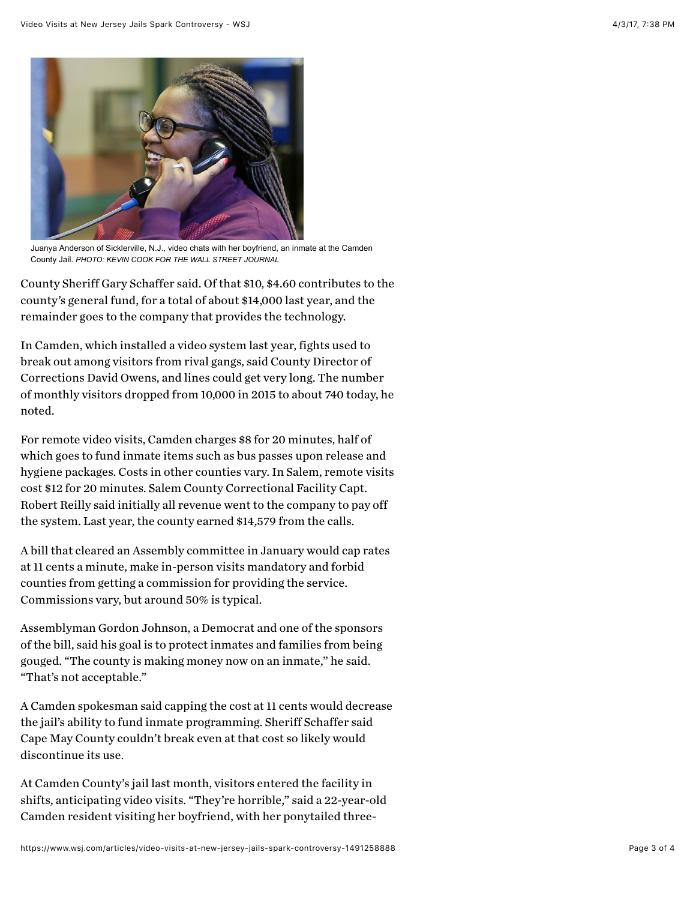Juanya Anderson of Sicklerville, N.J., video chats with her boyfriend, an inmate at the Camden County Jail. *PHOTO: KEVIN COOK FOR THE WALL STREET JOURNAL*

County Sheriff Gary Schaffer said. Of that $10, $4.60 contributes to the county's general fund, for a total of about $14,000 last year, and the remainder goes to the company that provides the technology.

In Camden, which installed a video system last year, fights used to break out among visitors from rival gangs, said County Director of Corrections David Owens, and lines could get very long. The number of monthly visitors dropped from 10,000 in 2015 to about 740 today, he noted.

For remote video visits, Camden charges $8 for 20 minutes, half of which goes to fund inmate items such as bus passes upon release and hygiene packages. Costs in other counties vary. In Salem, remote visits cost $12 for 20 minutes. Salem County Correctional Facility Capt. Robert Reilly said initially all revenue went to the company to pay off the system. Last year, the county earned $14,579 from the calls.

A bill that cleared an Assembly committee in January would cap rates at 11 cents a minute, make in-person visits mandatory and forbid counties from getting a commission for providing the service. Commissions vary, but around 50% is typical.

Assemblyman Gordon Johnson, a Democrat and one of the sponsors of the bill, said his goal is to protect inmates and families from being gouged. "The county is making money now on an inmate," he said. "That's not acceptable."

A Camden spokesman said capping the cost at 11 cents would decrease the jail's ability to fund inmate programming. Sheriff Schaffer said Cape May County couldn't break even at that cost so likely would discontinue its use.

At Camden County's jail last month, visitors entered the facility in shifts, anticipating video visits. "They're horrible," said a 22-year-old Camden resident visiting her boyfriend, with her ponytailed three-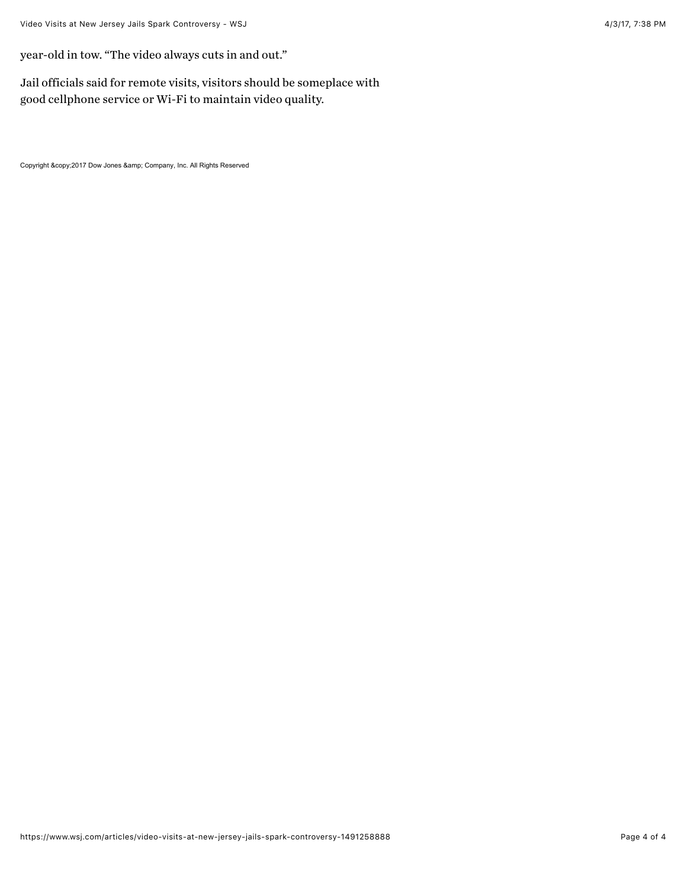year-old in tow. “The video always cuts in and out.”

Jail officials said for remote visits, visitors should be someplace with good cellphone service or Wi-Fi to maintain video quality.

Copyright &copy;2017 Dow Jones &amp; Company, Inc. All Rights Reserved